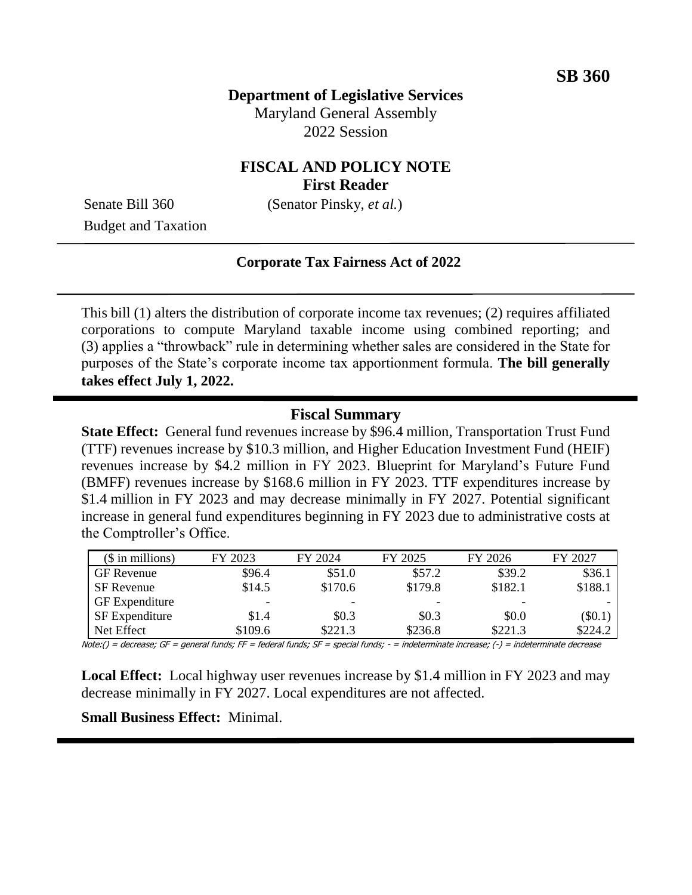**SB 360**

**Department of Legislative Services**
Maryland General Assembly
2022 Session

## FISCAL AND POLICY NOTE
### First Reader

Senate Bill 360 (Senator Pinsky, *et al.*)
Budget and Taxation

---

**Corporate Tax Fairness Act of 2022**

---

This bill (1) alters the distribution of corporate income tax revenues; (2) requires affiliated corporations to compute Maryland taxable income using combined reporting; and (3) applies a "throwback" rule in determining whether sales are considered in the State for purposes of the State's corporate income tax apportionment formula. **The bill generally takes effect July 1, 2022.**

---

## Fiscal Summary

**State Effect:** General fund revenues increase by $96.4 million, Transportation Trust Fund (TTF) revenues increase by $10.3 million, and Higher Education Investment Fund (HEIF) revenues increase by $4.2 million in FY 2023. Blueprint for Maryland's Future Fund (BMFF) revenues increase by $168.6 million in FY 2023. TTF expenditures increase by $1.4 million in FY 2023 and may decrease minimally in FY 2027. Potential significant increase in general fund expenditures beginning in FY 2023 due to administrative costs at the Comptroller's Office.

| ($ in millions) | FY 2023 | FY 2024 | FY 2025 | FY 2026 | FY 2027 |
|---|---|---|---|---|---|
| GF Revenue | $96.4 | $51.0 | $57.2 | $39.2 | $36.1 |
| SF Revenue | $14.5 | $170.6 | $179.8 | $182.1 | $188.1 |
| GF Expenditure | - | - | - | - | - |
| SF Expenditure | $1.4 | $0.3 | $0.3 | $0.0 | ($0.1) |
| Net Effect | $109.6 | $221.3 | $236.8 | $221.3 | $224.2 |

Note:() = decrease; GF = general funds; FF = federal funds; SF = special funds; - = indeterminate increase; (-) = indeterminate decrease

**Local Effect:** Local highway user revenues increase by $1.4 million in FY 2023 and may decrease minimally in FY 2027. Local expenditures are not affected.

**Small Business Effect:** Minimal.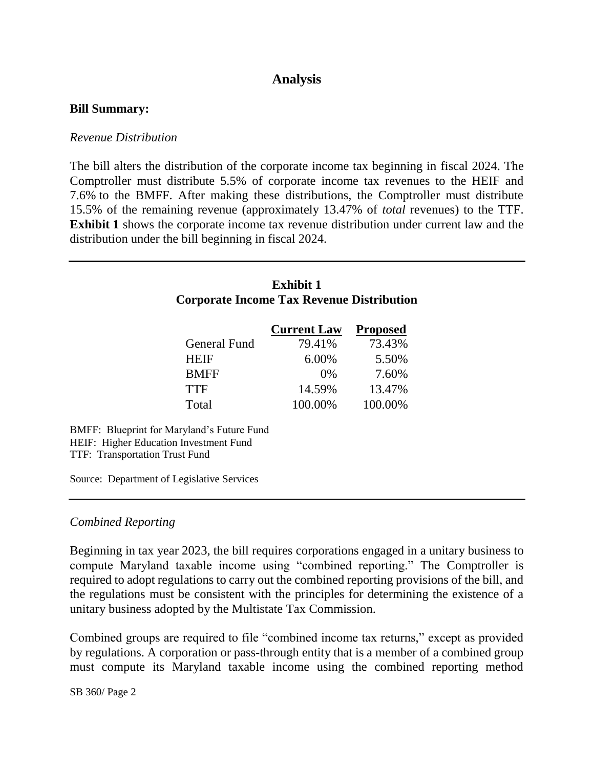## Analysis

**Bill Summary:**

*Revenue Distribution*

The bill alters the distribution of the corporate income tax beginning in fiscal 2024. The Comptroller must distribute 5.5% of corporate income tax revenues to the HEIF and 7.6% to the BMFF. After making these distributions, the Comptroller must distribute 15.5% of the remaining revenue (approximately 13.47% of *total* revenues) to the TTF. **Exhibit 1** shows the corporate income tax revenue distribution under current law and the distribution under the bill beginning in fiscal 2024.

**Exhibit 1**
**Corporate Income Tax Revenue Distribution**

| | Current Law | Proposed |
|---|---|---|
| General Fund | 79.41% | 73.43% |
| HEIF | 6.00% | 5.50% |
| BMFF | 0% | 7.60% |
| TTF | 14.59% | 13.47% |
| Total | 100.00% | 100.00% |

BMFF: Blueprint for Maryland's Future Fund
HEIF: Higher Education Investment Fund
TTF: Transportation Trust Fund

Source: Department of Legislative Services

*Combined Reporting*

Beginning in tax year 2023, the bill requires corporations engaged in a unitary business to compute Maryland taxable income using "combined reporting." The Comptroller is required to adopt regulations to carry out the combined reporting provisions of the bill, and the regulations must be consistent with the principles for determining the existence of a unitary business adopted by the Multistate Tax Commission.

Combined groups are required to file "combined income tax returns," except as provided by regulations. A corporation or pass-through entity that is a member of a combined group must compute its Maryland taxable income using the combined reporting method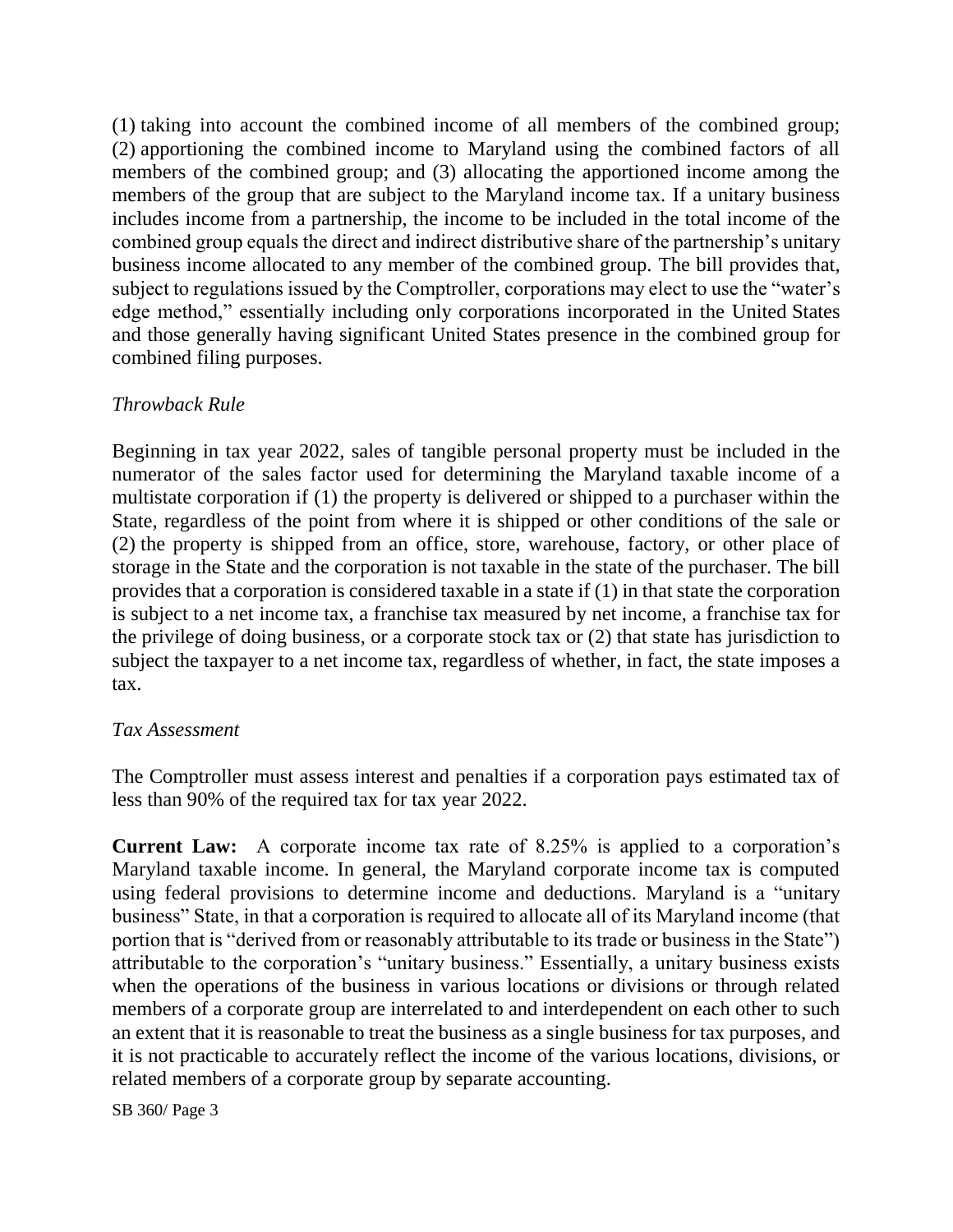(1) taking into account the combined income of all members of the combined group; (2) apportioning the combined income to Maryland using the combined factors of all members of the combined group; and (3) allocating the apportioned income among the members of the group that are subject to the Maryland income tax. If a unitary business includes income from a partnership, the income to be included in the total income of the combined group equals the direct and indirect distributive share of the partnership's unitary business income allocated to any member of the combined group. The bill provides that, subject to regulations issued by the Comptroller, corporations may elect to use the "water's edge method," essentially including only corporations incorporated in the United States and those generally having significant United States presence in the combined group for combined filing purposes.

*Throwback Rule*

Beginning in tax year 2022, sales of tangible personal property must be included in the numerator of the sales factor used for determining the Maryland taxable income of a multistate corporation if (1) the property is delivered or shipped to a purchaser within the State, regardless of the point from where it is shipped or other conditions of the sale or (2) the property is shipped from an office, store, warehouse, factory, or other place of storage in the State and the corporation is not taxable in the state of the purchaser. The bill provides that a corporation is considered taxable in a state if (1) in that state the corporation is subject to a net income tax, a franchise tax measured by net income, a franchise tax for the privilege of doing business, or a corporate stock tax or (2) that state has jurisdiction to subject the taxpayer to a net income tax, regardless of whether, in fact, the state imposes a tax.

*Tax Assessment*

The Comptroller must assess interest and penalties if a corporation pays estimated tax of less than 90% of the required tax for tax year 2022.

**Current Law:** A corporate income tax rate of 8.25% is applied to a corporation's Maryland taxable income. In general, the Maryland corporate income tax is computed using federal provisions to determine income and deductions. Maryland is a "unitary business" State, in that a corporation is required to allocate all of its Maryland income (that portion that is "derived from or reasonably attributable to its trade or business in the State") attributable to the corporation's "unitary business." Essentially, a unitary business exists when the operations of the business in various locations or divisions or through related members of a corporate group are interrelated to and interdependent on each other to such an extent that it is reasonable to treat the business as a single business for tax purposes, and it is not practicable to accurately reflect the income of the various locations, divisions, or related members of a corporate group by separate accounting.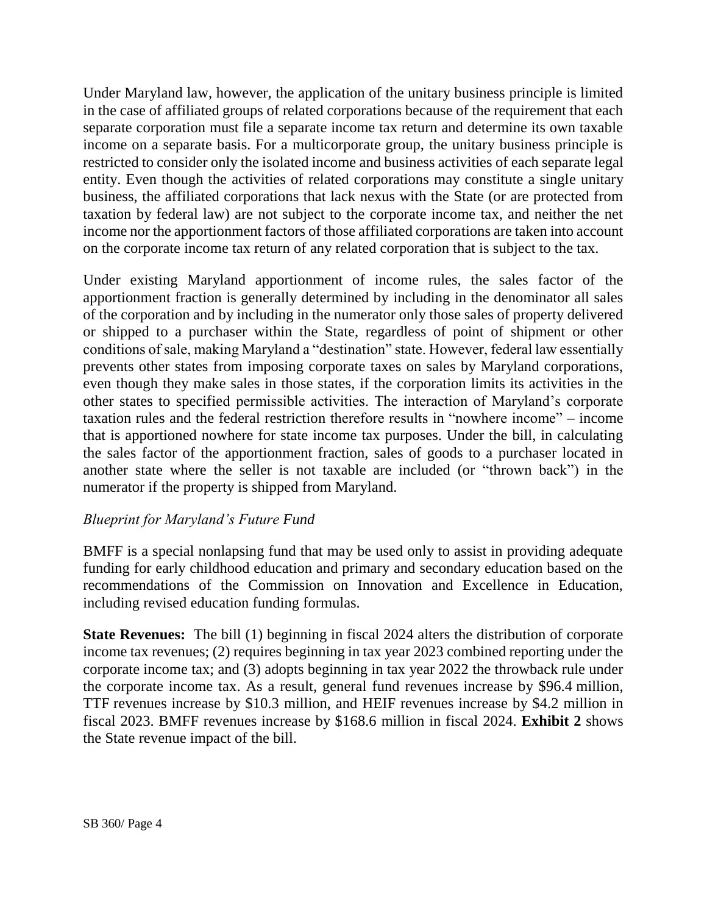Under Maryland law, however, the application of the unitary business principle is limited in the case of affiliated groups of related corporations because of the requirement that each separate corporation must file a separate income tax return and determine its own taxable income on a separate basis. For a multicorporate group, the unitary business principle is restricted to consider only the isolated income and business activities of each separate legal entity. Even though the activities of related corporations may constitute a single unitary business, the affiliated corporations that lack nexus with the State (or are protected from taxation by federal law) are not subject to the corporate income tax, and neither the net income nor the apportionment factors of those affiliated corporations are taken into account on the corporate income tax return of any related corporation that is subject to the tax.

Under existing Maryland apportionment of income rules, the sales factor of the apportionment fraction is generally determined by including in the denominator all sales of the corporation and by including in the numerator only those sales of property delivered or shipped to a purchaser within the State, regardless of point of shipment or other conditions of sale, making Maryland a "destination" state. However, federal law essentially prevents other states from imposing corporate taxes on sales by Maryland corporations, even though they make sales in those states, if the corporation limits its activities in the other states to specified permissible activities. The interaction of Maryland's corporate taxation rules and the federal restriction therefore results in "nowhere income" – income that is apportioned nowhere for state income tax purposes. Under the bill, in calculating the sales factor of the apportionment fraction, sales of goods to a purchaser located in another state where the seller is not taxable are included (or "thrown back") in the numerator if the property is shipped from Maryland.

*Blueprint for Maryland's Future Fund*

BMFF is a special nonlapsing fund that may be used only to assist in providing adequate funding for early childhood education and primary and secondary education based on the recommendations of the Commission on Innovation and Excellence in Education, including revised education funding formulas.

**State Revenues:** The bill (1) beginning in fiscal 2024 alters the distribution of corporate income tax revenues; (2) requires beginning in tax year 2023 combined reporting under the corporate income tax; and (3) adopts beginning in tax year 2022 the throwback rule under the corporate income tax. As a result, general fund revenues increase by $96.4 million, TTF revenues increase by $10.3 million, and HEIF revenues increase by $4.2 million in fiscal 2023. BMFF revenues increase by $168.6 million in fiscal 2024. **Exhibit 2** shows the State revenue impact of the bill.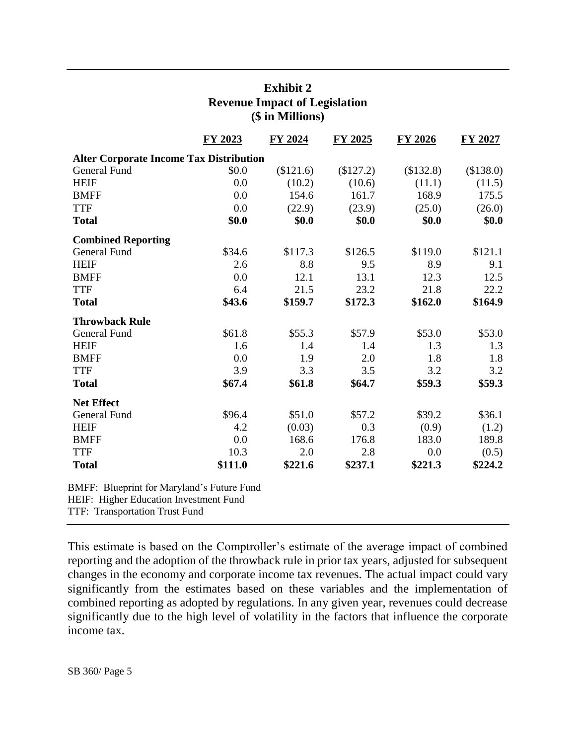**Exhibit 2**
**Revenue Impact of Legislation**
**($ in Millions)**

| | FY 2023 | FY 2024 | FY 2025 | FY 2026 | FY 2027 |
|---|---|---|---|---|---|
| **Alter Corporate Income Tax Distribution** | | | | | |
| General Fund | $0.0 | ($121.6) | ($127.2) | ($132.8) | ($138.0) |
| HEIF | 0.0 | (10.2) | (10.6) | (11.1) | (11.5) |
| BMFF | 0.0 | 154.6 | 161.7 | 168.9 | 175.5 |
| TTF | 0.0 | (22.9) | (23.9) | (25.0) | (26.0) |
| **Total** | **$0.0** | **$0.0** | **$0.0** | **$0.0** | **$0.0** |
| **Combined Reporting** | | | | | |
| General Fund | $34.6 | $117.3 | $126.5 | $119.0 | $121.1 |
| HEIF | 2.6 | 8.8 | 9.5 | 8.9 | 9.1 |
| BMFF | 0.0 | 12.1 | 13.1 | 12.3 | 12.5 |
| TTF | 6.4 | 21.5 | 23.2 | 21.8 | 22.2 |
| **Total** | **$43.6** | **$159.7** | **$172.3** | **$162.0** | **$164.9** |
| **Throwback Rule** | | | | | |
| General Fund | $61.8 | $55.3 | $57.9 | $53.0 | $53.0 |
| HEIF | 1.6 | 1.4 | 1.4 | 1.3 | 1.3 |
| BMFF | 0.0 | 1.9 | 2.0 | 1.8 | 1.8 |
| TTF | 3.9 | 3.3 | 3.5 | 3.2 | 3.2 |
| **Total** | **$67.4** | **$61.8** | **$64.7** | **$59.3** | **$59.3** |
| **Net Effect** | | | | | |
| General Fund | $96.4 | $51.0 | $57.2 | $39.2 | $36.1 |
| HEIF | 4.2 | (0.03) | 0.3 | (0.9) | (1.2) |
| BMFF | 0.0 | 168.6 | 176.8 | 183.0 | 189.8 |
| TTF | 10.3 | 2.0 | 2.8 | 0.0 | (0.5) |
| **Total** | **$111.0** | **$221.6** | **$237.1** | **$221.3** | **$224.2** |

BMFF: Blueprint for Maryland's Future Fund
HEIF: Higher Education Investment Fund
TTF: Transportation Trust Fund

This estimate is based on the Comptroller's estimate of the average impact of combined reporting and the adoption of the throwback rule in prior tax years, adjusted for subsequent changes in the economy and corporate income tax revenues. The actual impact could vary significantly from the estimates based on these variables and the implementation of combined reporting as adopted by regulations. In any given year, revenues could decrease significantly due to the high level of volatility in the factors that influence the corporate income tax.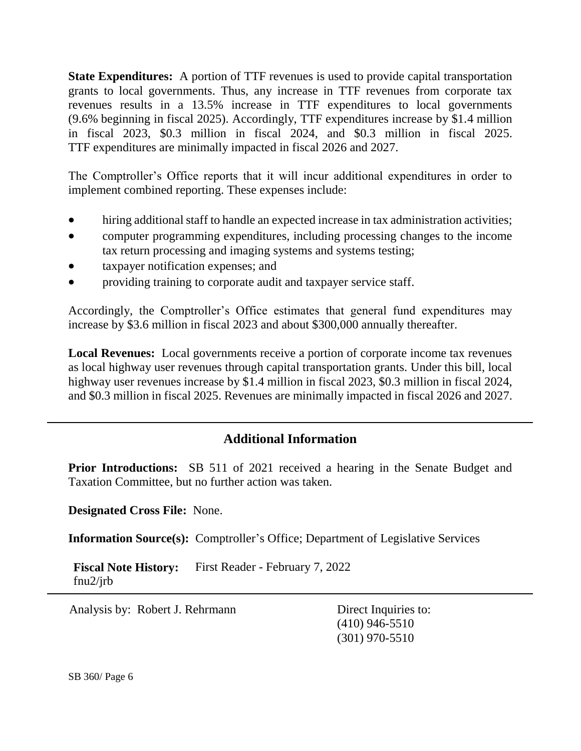**State Expenditures:** A portion of TTF revenues is used to provide capital transportation grants to local governments. Thus, any increase in TTF revenues from corporate tax revenues results in a 13.5% increase in TTF expenditures to local governments (9.6% beginning in fiscal 2025). Accordingly, TTF expenditures increase by $1.4 million in fiscal 2023, $0.3 million in fiscal 2024, and $0.3 million in fiscal 2025. TTF expenditures are minimally impacted in fiscal 2026 and 2027.

The Comptroller's Office reports that it will incur additional expenditures in order to implement combined reporting. These expenses include:

- hiring additional staff to handle an expected increase in tax administration activities;
- computer programming expenditures, including processing changes to the income tax return processing and imaging systems and systems testing;
- taxpayer notification expenses; and
- providing training to corporate audit and taxpayer service staff.

Accordingly, the Comptroller's Office estimates that general fund expenditures may increase by $3.6 million in fiscal 2023 and about $300,000 annually thereafter.

**Local Revenues:** Local governments receive a portion of corporate income tax revenues as local highway user revenues through capital transportation grants. Under this bill, local highway user revenues increase by $1.4 million in fiscal 2023, $0.3 million in fiscal 2024, and $0.3 million in fiscal 2025. Revenues are minimally impacted in fiscal 2026 and 2027.

---

## Additional Information

**Prior Introductions:** SB 511 of 2021 received a hearing in the Senate Budget and Taxation Committee, but no further action was taken.

**Designated Cross File:** None.

**Information Source(s):** Comptroller's Office; Department of Legislative Services

**Fiscal Note History:** First Reader - February 7, 2022
fnu2/jrb

---

Analysis by: Robert J. Rehrmann

Direct Inquiries to:
(410) 946-5510
(301) 970-5510